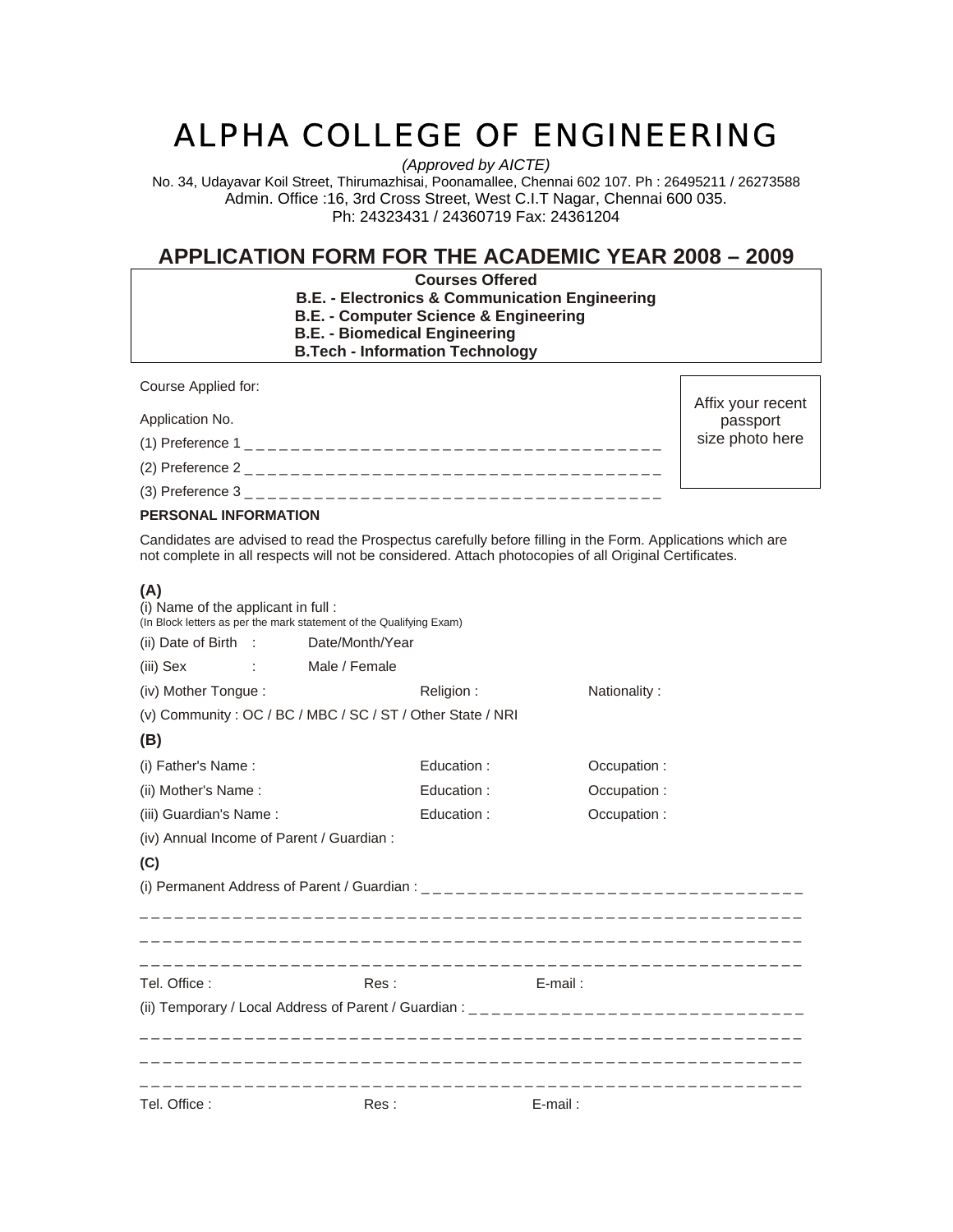# ALPHA COLLEGE OF ENGINEERING

*(Approved by AICTE)*

No. 34, Udayavar Koil Street, Thirumazhisai, Poonamallee, Chennai 602 107. Ph : 26495211 / 26273588

Admin. Office :16, 3rd Cross Street, West C.I.T Nagar, Chennai 600 035.

Ph: 24323431 / 24360719 Fax: 24361204

## APPLICATION FORM FOR THE ACADEMIC YEAR 2008 – 2009

**Courses Offered**

**B.E. - Electronics & Communication Engineering**

**B.E. - Computer Science & Engineering**

**B.E. - Biomedical Engineering**

**B.Tech - Information Technology**

Course Applied for:

Application No.

(1) Preference 1 _ _ _ _ _ _ _ _ _ _ _ _ _ _ _ _ _ _ _ _ _ _ _ _ _ _ _ _ _ _ _ _ _ _ _ _

(2) Preference 2 _ _ _ _ _ _ _ _ _ _ _ _ _ _ _ _ _ _ _ _ _ _ _ _ _ _ _ _ _ _ _ _ _ _ _ _

(3) Preference 3 _ _ _ _ _ _ _ _ _ _ _ _ _ _ _ _ _ _ _ _ _ _ _ _ _ _ _ _ _ _ _ _ _ _ _ _

Affix your recent passport size photo here

**PERSONAL INFORMATION**

Candidates are advised to read the Prospectus carefully before filling in the Form. Applications which are not complete in all respects will not be considered. Attach photocopies of all Original Certificates.

**(A)**

(i) Name of the applicant in full :
(In Block letters as per the mark statement of the Qualifying Exam)

(ii) Date of Birth : Date/Month/Year

(iii) Sex : Male / Female

(iv) Mother Tongue : Religion : Nationality :

(v) Community : OC / BC / MBC / SC / ST / Other State / NRI

**(B)**

(i) Father's Name : Education : Occupation :

(ii) Mother's Name : Education : Occupation :

(iii) Guardian's Name : Education : Occupation :

(iv) Annual Income of Parent / Guardian :

**(C)**

(i) Permanent Address of Parent / Guardian : _ _ _ _ _ _ _ _ _ _ _ _ _ _ _ _ _ _ _ _ _ _ _ _ _ _ _ _ _ _ _ _ _ _

_ _ _ _ _ _ _ _ _ _ _ _ _ _ _ _ _ _ _ _ _ _ _ _ _ _ _ _ _ _ _ _ _ _ _ _ _ _ _ _ _ _ _ _ _ _ _ _ _ _ _ _ _ _ _ _ _ _ _ _ _

_ _ _ _ _ _ _ _ _ _ _ _ _ _ _ _ _ _ _ _ _ _ _ _ _ _ _ _ _ _ _ _ _ _ _ _ _ _ _ _ _ _ _ _ _ _ _ _ _ _ _ _ _ _ _ _ _ _ _ _ _

_ _ _ _ _ _ _ _ _ _ _ _ _ _ _ _ _ _ _ _ _ _ _ _ _ _ _ _ _ _ _ _ _ _ _ _ _ _ _ _ _ _ _ _ _ _ _ _ _ _ _ _ _ _ _ _ _ _ _ _ _

Tel. Office : Res : E-mail :

(ii) Temporary / Local Address of Parent / Guardian : _ _ _ _ _ _ _ _ _ _ _ _ _ _ _ _ _ _ _ _ _ _ _ _ _ _ _ _ _ _

_ _ _ _ _ _ _ _ _ _ _ _ _ _ _ _ _ _ _ _ _ _ _ _ _ _ _ _ _ _ _ _ _ _ _ _ _ _ _ _ _ _ _ _ _ _ _ _ _ _ _ _ _ _ _ _ _ _ _ _ _

_ _ _ _ _ _ _ _ _ _ _ _ _ _ _ _ _ _ _ _ _ _ _ _ _ _ _ _ _ _ _ _ _ _ _ _ _ _ _ _ _ _ _ _ _ _ _ _ _ _ _ _ _ _ _ _ _ _ _ _ _

_ _ _ _ _ _ _ _ _ _ _ _ _ _ _ _ _ _ _ _ _ _ _ _ _ _ _ _ _ _ _ _ _ _ _ _ _ _ _ _ _ _ _ _ _ _ _ _ _ _ _ _ _ _ _ _ _ _ _ _ _

Tel. Office : Res : E-mail :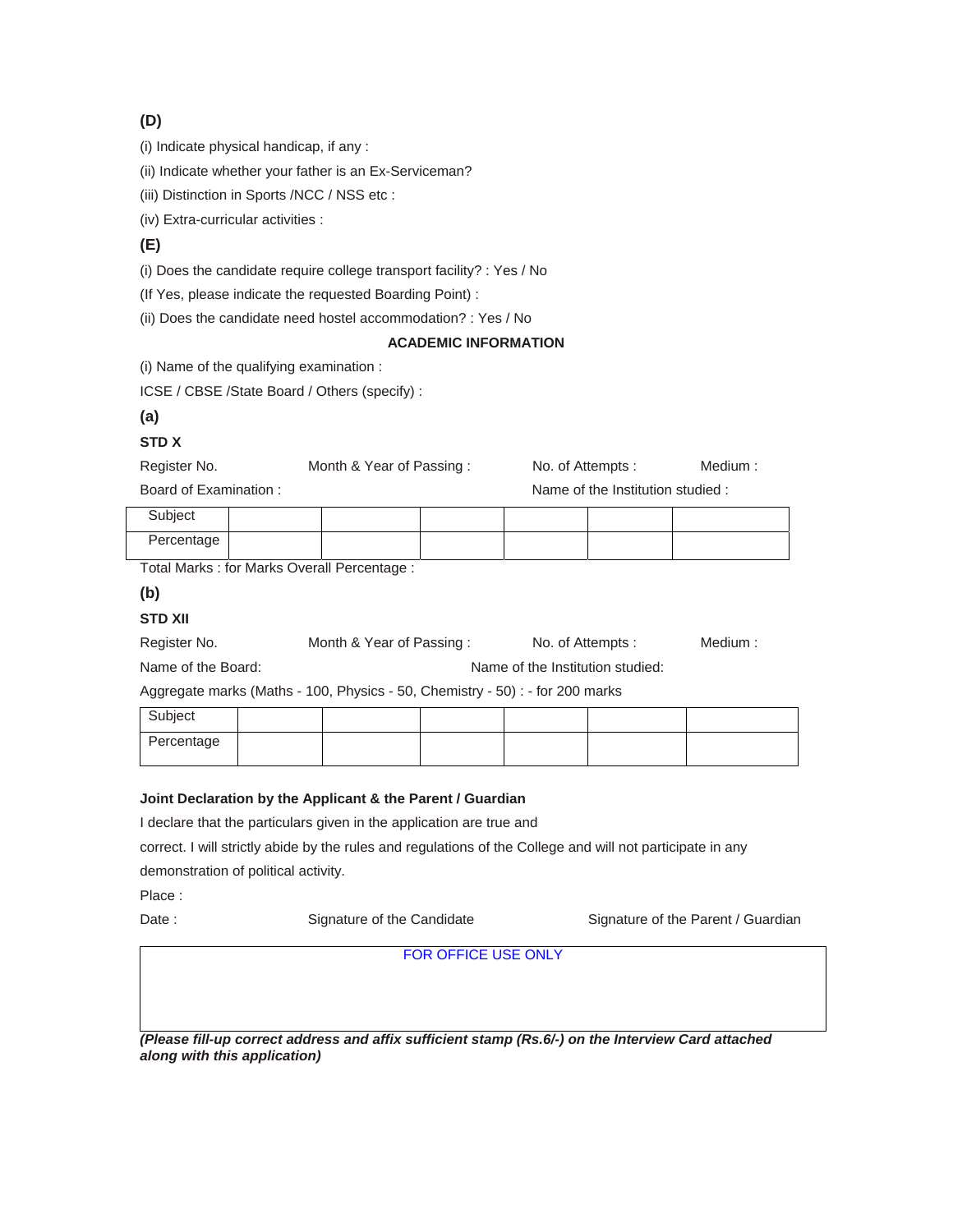**(D)**

(i) Indicate physical handicap, if any :

(ii) Indicate whether your father is an Ex-Serviceman?

(iii) Distinction in Sports /NCC / NSS etc :

(iv) Extra-curricular activities :

**(E)**

(i) Does the candidate require college transport facility? : Yes / No

(If Yes, please indicate the requested Boarding Point) :

(ii) Does the candidate need hostel accommodation? : Yes / No

**ACADEMIC INFORMATION**

(i) Name of the qualifying examination :

ICSE / CBSE /State Board / Others (specify) :

**(a)**

**STD X**

Register No. Month & Year of Passing : No. of Attempts : Medium :

Board of Examination : Name of the Institution studied :

| Subject | | | | | | |
|---|---|---|---|---|---|---|
| Percentage | | | | | | |

Total Marks : for Marks Overall Percentage :

**(b)**

**STD XII**

Register No. Month & Year of Passing : No. of Attempts : Medium :

Name of the Board: Name of the Institution studied:

Aggregate marks (Maths - 100, Physics - 50, Chemistry - 50) : - for 200 marks

| Subject | | | | | | |
|---|---|---|---|---|---|---|
| Percentage | | | | | | |

**Joint Declaration by the Applicant & the Parent / Guardian**

I declare that the particulars given in the application are true and correct. I will strictly abide by the rules and regulations of the College and will not participate in any demonstration of political activity.

Place :

Date : Signature of the Candidate Signature of the Parent / Guardian

| FOR OFFICE USE ONLY |
|---|
| |

***(Please fill-up correct address and affix sufficient stamp (Rs.6/-) on the Interview Card attached along with this application)***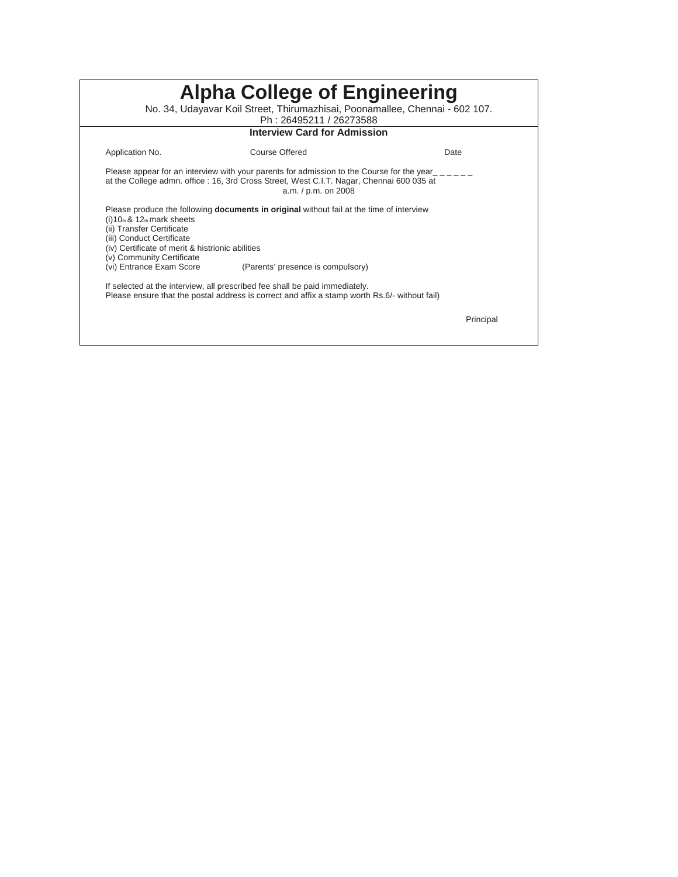# Alpha College of Engineering

No. 34, Udayavar Koil Street, Thirumazhisai, Poonamallee, Chennai - 602 107.
Ph : 26495211 / 26273588

## Interview Card for Admission

Application No. Course Offered Date

Please appear for an interview with your parents for admission to the Course for the year_ _ _ _ _ _
at the College admn. office : 16, 3rd Cross Street, West C.I.T. Nagar, Chennai 600 035 at
a.m. / p.m. on 2008

Please produce the following **documents in original** without fail at the time of interview

(i)10th & 12th mark sheets
(ii) Transfer Certificate
(iii) Conduct Certificate
(iv) Certificate of merit & histrionic abilities
(v) Community Certificate
(vi) Entrance Exam Score (Parents' presence is compulsory)

If selected at the interview, all prescribed fee shall be paid immediately.
Please ensure that the postal address is correct and affix a stamp worth Rs.6/- without fail)

Principal